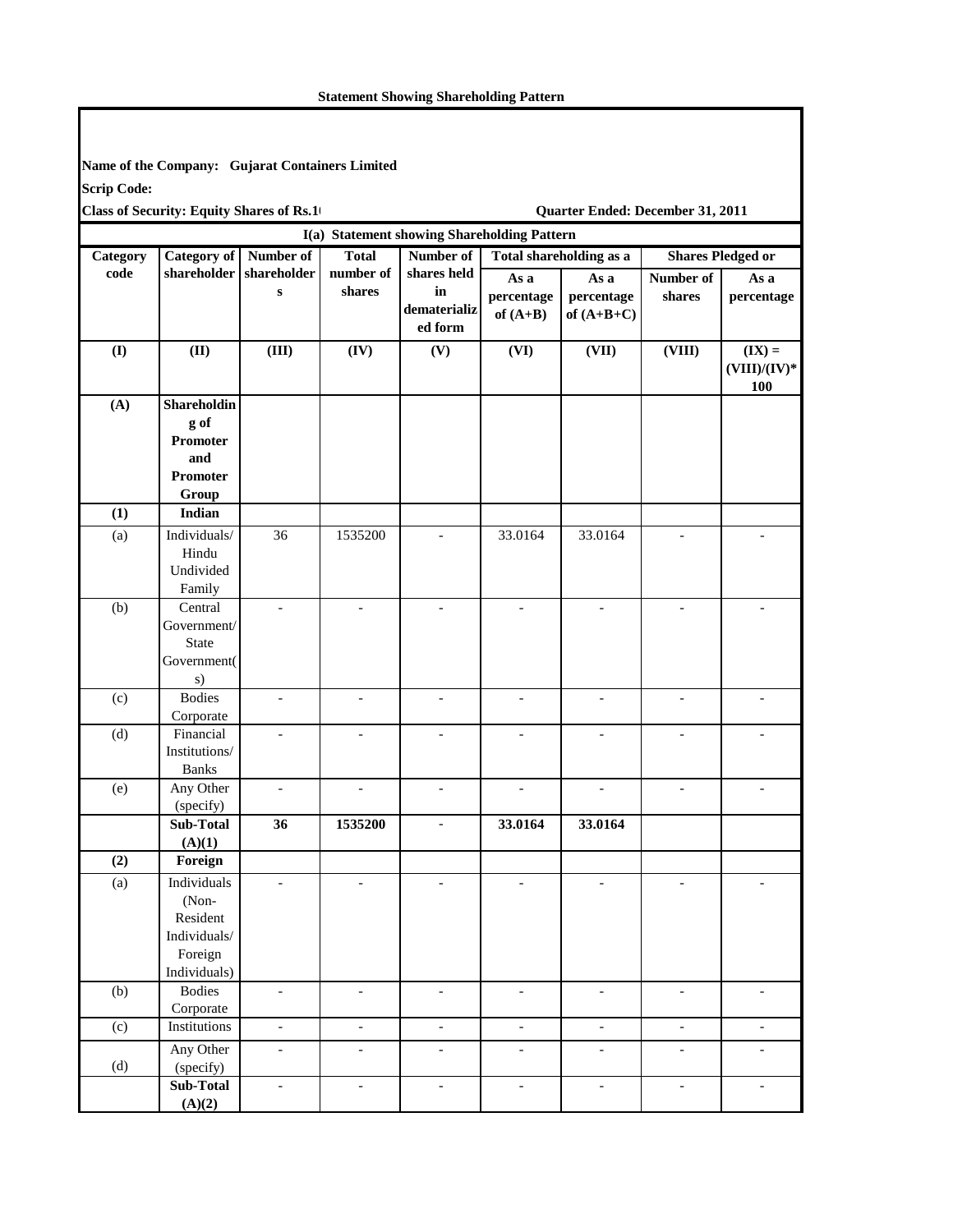**Statement Showing Shareholding Pattern**

**Name of the Company: Gujarat Containers Limited**

**Scrip Code:**

**Class of Security: Equity Shares of Rs.1(** **Quarter Ended: December 31, 2011**

**I(a) Statement showing Shareholding Pattern**

| Category code | Category of shareholder | Number of shareholders | Total number of shares | Number of shares held in dematerialized form | Total shareholding as a | | Shares Pledged or | |
|---|---|---|---|---|---|---|---|---|
| | | | | | As a percentage of (A+B) | As a percentage of (A+B+C) | Number of shares | As a percentage |
| (I) | (II) | (III) | (IV) | (V) | (VI) | (VII) | (VIII) | (IX) = (VIII)/(IV)*100 |
| **(A)** | **Shareholding of Promoter and Promoter Group** | | | | | | | |
| **(1)** | **Indian** | | | | | | | |
| (a) | Individuals/ Hindu Undivided Family | 36 | 1535200 | - | 33.0164 | 33.0164 | - | - |
| (b) | Central Government/ State Government(s) | - | - | - | - | - | - | - |
| (c) | Bodies Corporate | - | - | - | - | - | - | - |
| (d) | Financial Institutions/ Banks | - | - | - | - | - | - | - |
| (e) | Any Other (specify) | - | - | - | - | - | - | - |
| | **Sub-Total (A)(1)** | **36** | **1535200** | **-** | **33.0164** | **33.0164** | | |
| **(2)** | **Foreign** | | | | | | | |
| (a) | Individuals (Non-Resident Individuals/ Foreign Individuals) | - | - | - | - | - | - | - |
| (b) | Bodies Corporate | - | - | - | - | - | - | - |
| (c) | Institutions | - | - | - | - | - | - | - |
| (d) | Any Other (specify) | - | - | - | - | - | - | - |
| | **Sub-Total (A)(2)** | - | - | - | - | - | - | - |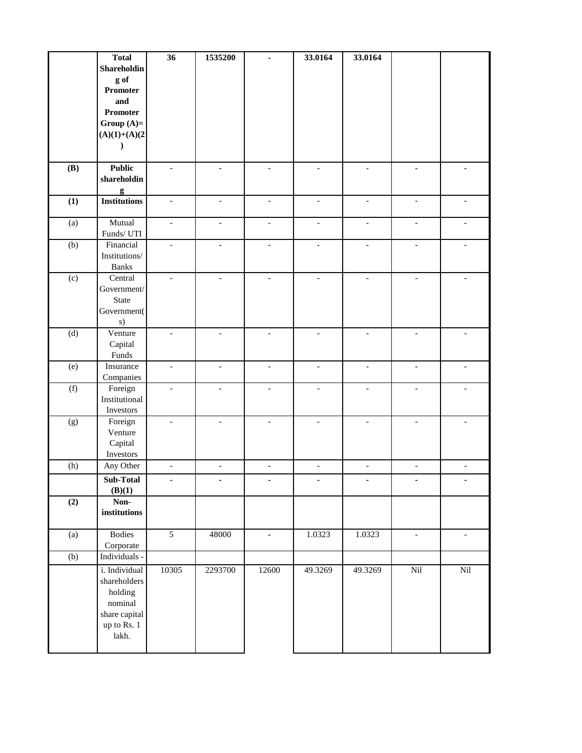| | | | | | | | | |
|---|---|---|---|---|---|---|---|---|
| | **Total Shareholding of Promoter and Promoter Group (A)= (A)(1)+(A)(2)** | **36** | **1535200** | **-** | **33.0164** | **33.0164** | | |
| **(B)** | **Public shareholding** | - | - | - | - | - | - | - |
| **(1)** | **Institutions** | - | - | - | - | - | - | - |
| (a) | Mutual Funds/ UTI | - | - | - | - | - | - | - |
| (b) | Financial Institutions/ Banks | - | - | - | - | - | - | - |
| (c) | Central Government/ State Government(s) | - | - | - | - | - | - | - |
| (d) | Venture Capital Funds | - | - | - | - | - | - | - |
| (e) | Insurance Companies | - | - | - | - | - | - | - |
| (f) | Foreign Institutional Investors | - | - | - | - | - | - | - |
| (g) | Foreign Venture Capital Investors | - | - | - | - | - | - | - |
| (h) | Any Other | - | - | - | - | - | - | - |
| | **Sub-Total (B)(1)** | **-** | **-** | **-** | **-** | **-** | **-** | **-** |
| **(2)** | **Non-institutions** | | | | | | | |
| (a) | Bodies Corporate | 5 | 48000 | - | 1.0323 | 1.0323 | - | - |
| (b) | Individuals - | | | | | | | |
| | i. Individual shareholders holding nominal share capital up to Rs. 1 lakh. | 10305 | 2293700 | 12600 | 49.3269 | 49.3269 | Nil | Nil |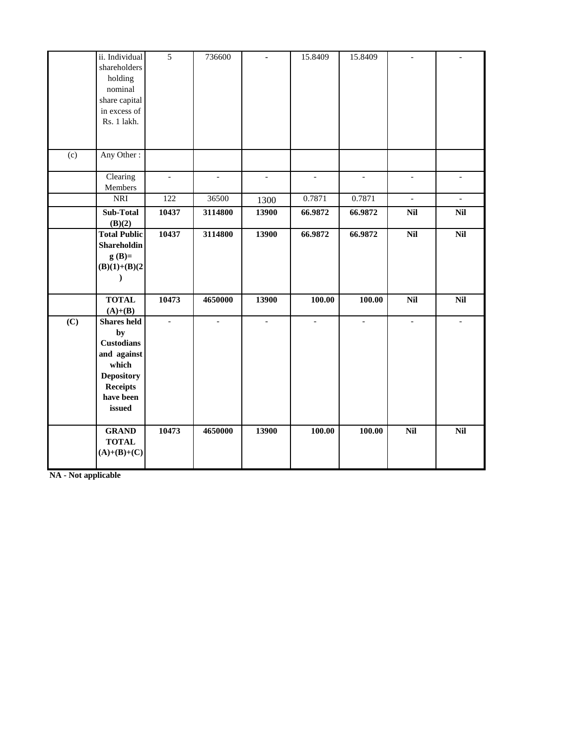|  |  |  |  |  |  |  |  |  |
|---|---|---|---|---|---|---|---|---|
|  | ii. Individual shareholders holding nominal share capital in excess of Rs. 1 lakh. | 5 | 736600 | - | 15.8409 | 15.8409 | - | - |
| (c) | Any Other : |  |  |  |  |  |  |  |
|  | Clearing Members | - | - | - | - | - | - | - |
|  | NRI | 122 | 36500 | 1300 | 0.7871 | 0.7871 | - | - |
|  | **Sub-Total (B)(2)** | **10437** | **3114800** | **13900** | **66.9872** | **66.9872** | **Nil** | **Nil** |
|  | **Total Public Shareholding (B)= (B)(1)+(B)(2)** | **10437** | **3114800** | **13900** | **66.9872** | **66.9872** | **Nil** | **Nil** |
|  | **TOTAL (A)+(B)** | **10473** | **4650000** | **13900** | **100.00** | **100.00** | **Nil** | **Nil** |
| **(C)** | **Shares held by Custodians and against which Depository Receipts have been issued** | - | - | - | - | - | - | - |
|  | **GRAND TOTAL (A)+(B)+(C)** | **10473** | **4650000** | **13900** | **100.00** | **100.00** | **Nil** | **Nil** |

**NA - Not applicable**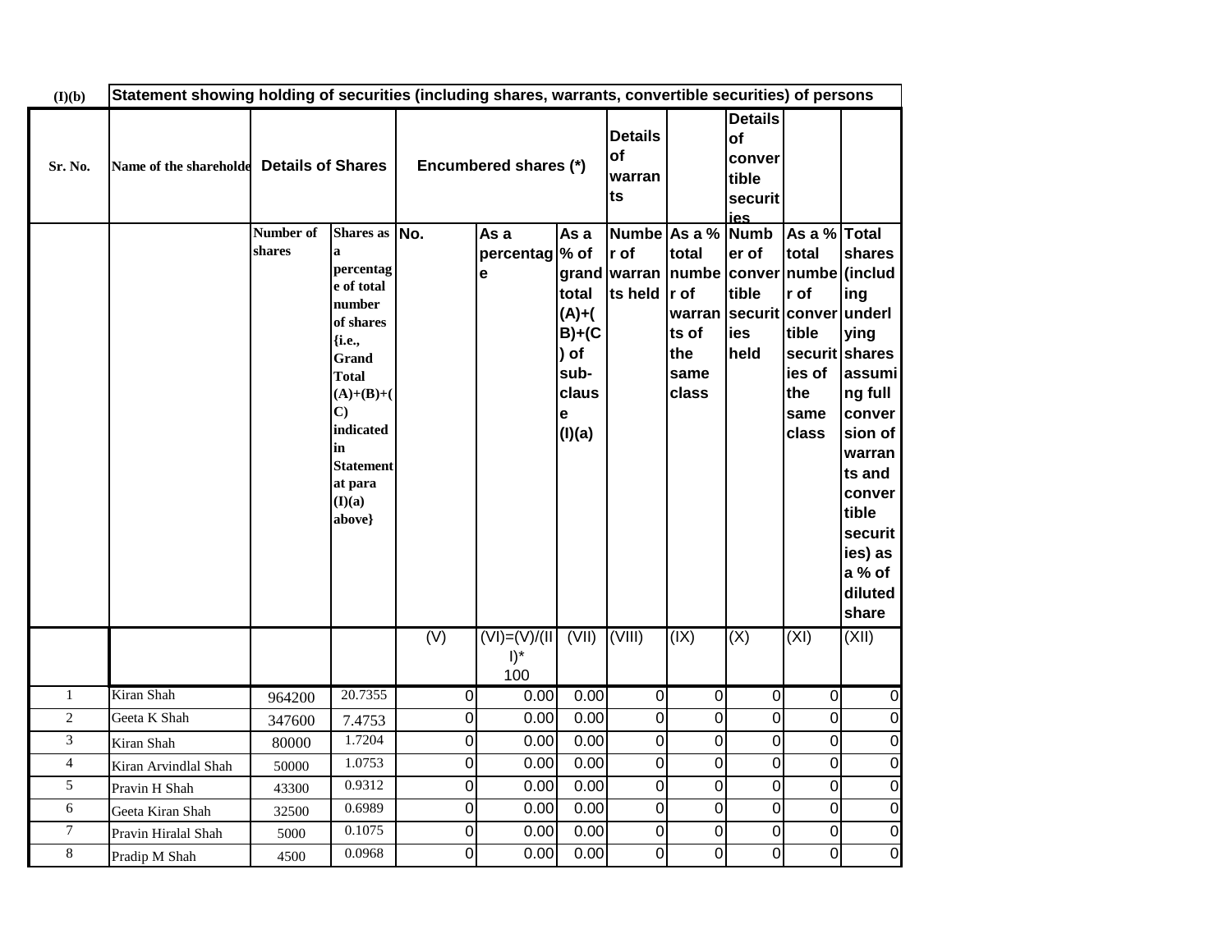| (I)(b) | Statement showing holding of securities (including shares, warrants, convertible securities) of persons | | | | | | | | | | |
|---|---|---|---|---|---|---|---|---|---|---|---|
| Sr. No. | Name of the shareholder | Details of Shares | | Encumbered shares (*) | | | Details of warrants | | Details of convertible securities | | |
| | | Number of shares | Shares as a percentage of total number of shares {i.e., Grand Total (A)+(B)+(C) indicated in Statement at para (I)(a) above} | No. | As a percentage | As a % of grand total (A)+(B)+(C) of sub-clause (I)(a) | Number of warrants held | As a % total number of warrants of the same class | Number of convertible securities held | As a % total number of convertible securities of the same class | Total shares (including underlying shares assuming full conversion of warrants and convertible securities) as a % of diluted share |
| | | | | (V) | (VI)=(V)/(III)* 100 | (VII) | (VIII) | (IX) | (X) | (XI) | (XII) |
| 1 | Kiran Shah | 964200 | 20.7355 | 0 | 0.00 | 0.00 | 0 | 0 | 0 | 0 | 0 |
| 2 | Geeta K Shah | 347600 | 7.4753 | 0 | 0.00 | 0.00 | 0 | 0 | 0 | 0 | 0 |
| 3 | Kiran Shah | 80000 | 1.7204 | 0 | 0.00 | 0.00 | 0 | 0 | 0 | 0 | 0 |
| 4 | Kiran Arvindlal Shah | 50000 | 1.0753 | 0 | 0.00 | 0.00 | 0 | 0 | 0 | 0 | 0 |
| 5 | Pravin H Shah | 43300 | 0.9312 | 0 | 0.00 | 0.00 | 0 | 0 | 0 | 0 | 0 |
| 6 | Geeta Kiran Shah | 32500 | 0.6989 | 0 | 0.00 | 0.00 | 0 | 0 | 0 | 0 | 0 |
| 7 | Pravin Hiralal Shah | 5000 | 0.1075 | 0 | 0.00 | 0.00 | 0 | 0 | 0 | 0 | 0 |
| 8 | Pradip M Shah | 4500 | 0.0968 | 0 | 0.00 | 0.00 | 0 | 0 | 0 | 0 | 0 |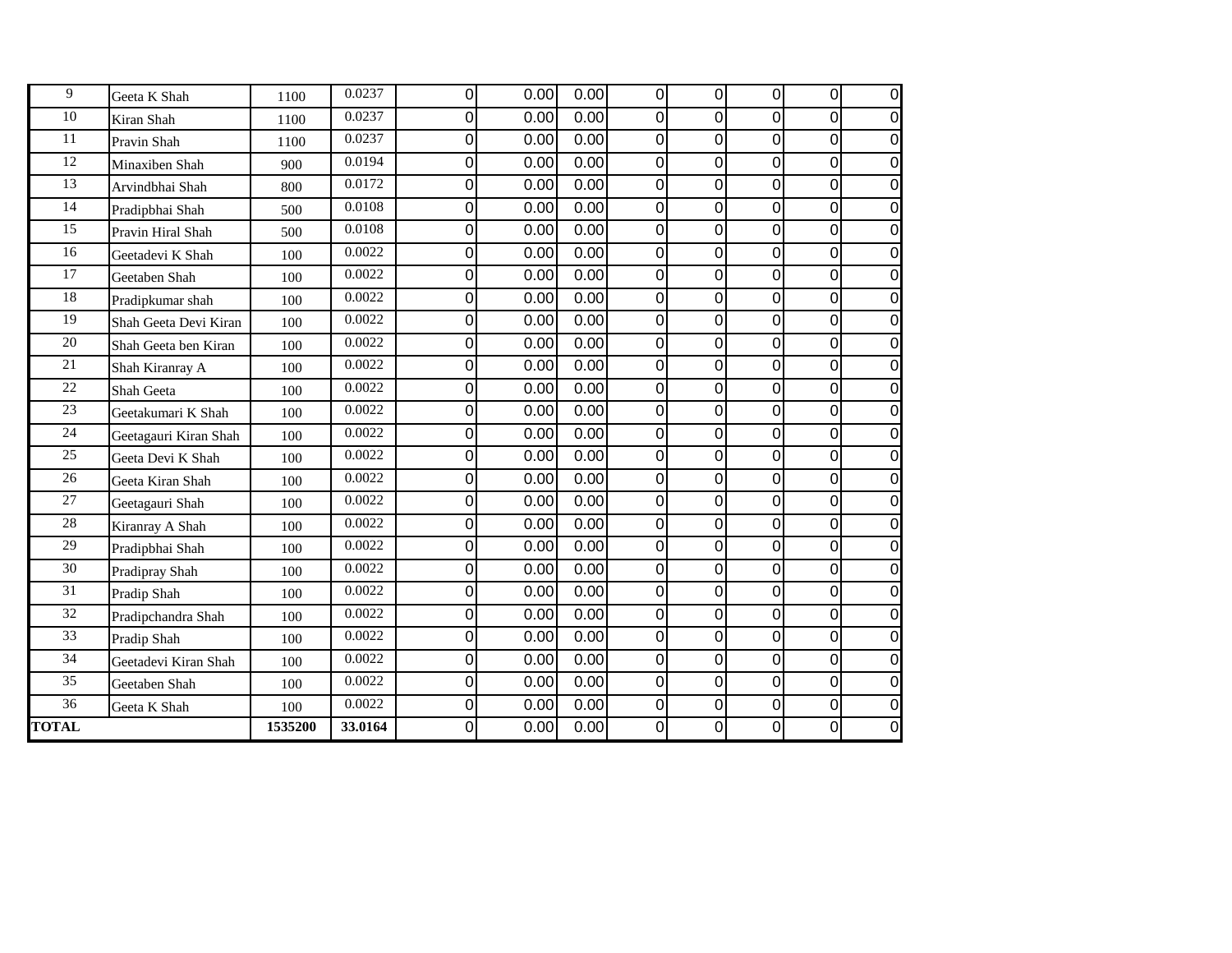| 9 | Geeta K Shah | 1100 | 0.0237 | 0 | 0.00 | 0.00 | 0 | 0 | 0 | 0 | 0 |
|---|---|---|---|---|---|---|---|---|---|---|---|
| 10 | Kiran Shah | 1100 | 0.0237 | 0 | 0.00 | 0.00 | 0 | 0 | 0 | 0 | 0 |
| 11 | Pravin Shah | 1100 | 0.0237 | 0 | 0.00 | 0.00 | 0 | 0 | 0 | 0 | 0 |
| 12 | Minaxiben Shah | 900 | 0.0194 | 0 | 0.00 | 0.00 | 0 | 0 | 0 | 0 | 0 |
| 13 | Arvindbhai Shah | 800 | 0.0172 | 0 | 0.00 | 0.00 | 0 | 0 | 0 | 0 | 0 |
| 14 | Pradipbhai Shah | 500 | 0.0108 | 0 | 0.00 | 0.00 | 0 | 0 | 0 | 0 | 0 |
| 15 | Pravin Hiral Shah | 500 | 0.0108 | 0 | 0.00 | 0.00 | 0 | 0 | 0 | 0 | 0 |
| 16 | Geetadevi K Shah | 100 | 0.0022 | 0 | 0.00 | 0.00 | 0 | 0 | 0 | 0 | 0 |
| 17 | Geetaben Shah | 100 | 0.0022 | 0 | 0.00 | 0.00 | 0 | 0 | 0 | 0 | 0 |
| 18 | Pradipkumar shah | 100 | 0.0022 | 0 | 0.00 | 0.00 | 0 | 0 | 0 | 0 | 0 |
| 19 | Shah Geeta Devi Kiran | 100 | 0.0022 | 0 | 0.00 | 0.00 | 0 | 0 | 0 | 0 | 0 |
| 20 | Shah Geeta ben Kiran | 100 | 0.0022 | 0 | 0.00 | 0.00 | 0 | 0 | 0 | 0 | 0 |
| 21 | Shah Kiranray A | 100 | 0.0022 | 0 | 0.00 | 0.00 | 0 | 0 | 0 | 0 | 0 |
| 22 | Shah Geeta | 100 | 0.0022 | 0 | 0.00 | 0.00 | 0 | 0 | 0 | 0 | 0 |
| 23 | Geetakumari K Shah | 100 | 0.0022 | 0 | 0.00 | 0.00 | 0 | 0 | 0 | 0 | 0 |
| 24 | Geetagauri Kiran Shah | 100 | 0.0022 | 0 | 0.00 | 0.00 | 0 | 0 | 0 | 0 | 0 |
| 25 | Geeta Devi K Shah | 100 | 0.0022 | 0 | 0.00 | 0.00 | 0 | 0 | 0 | 0 | 0 |
| 26 | Geeta Kiran Shah | 100 | 0.0022 | 0 | 0.00 | 0.00 | 0 | 0 | 0 | 0 | 0 |
| 27 | Geetagauri Shah | 100 | 0.0022 | 0 | 0.00 | 0.00 | 0 | 0 | 0 | 0 | 0 |
| 28 | Kiranray A Shah | 100 | 0.0022 | 0 | 0.00 | 0.00 | 0 | 0 | 0 | 0 | 0 |
| 29 | Pradipbhai Shah | 100 | 0.0022 | 0 | 0.00 | 0.00 | 0 | 0 | 0 | 0 | 0 |
| 30 | Pradipray Shah | 100 | 0.0022 | 0 | 0.00 | 0.00 | 0 | 0 | 0 | 0 | 0 |
| 31 | Pradip Shah | 100 | 0.0022 | 0 | 0.00 | 0.00 | 0 | 0 | 0 | 0 | 0 |
| 32 | Pradipchandra Shah | 100 | 0.0022 | 0 | 0.00 | 0.00 | 0 | 0 | 0 | 0 | 0 |
| 33 | Pradip Shah | 100 | 0.0022 | 0 | 0.00 | 0.00 | 0 | 0 | 0 | 0 | 0 |
| 34 | Geetadevi Kiran Shah | 100 | 0.0022 | 0 | 0.00 | 0.00 | 0 | 0 | 0 | 0 | 0 |
| 35 | Geetaben Shah | 100 | 0.0022 | 0 | 0.00 | 0.00 | 0 | 0 | 0 | 0 | 0 |
| 36 | Geeta K Shah | 100 | 0.0022 | 0 | 0.00 | 0.00 | 0 | 0 | 0 | 0 | 0 |
| **TOTAL** | | **1535200** | **33.0164** | 0 | 0.00 | 0.00 | 0 | 0 | 0 | 0 | 0 |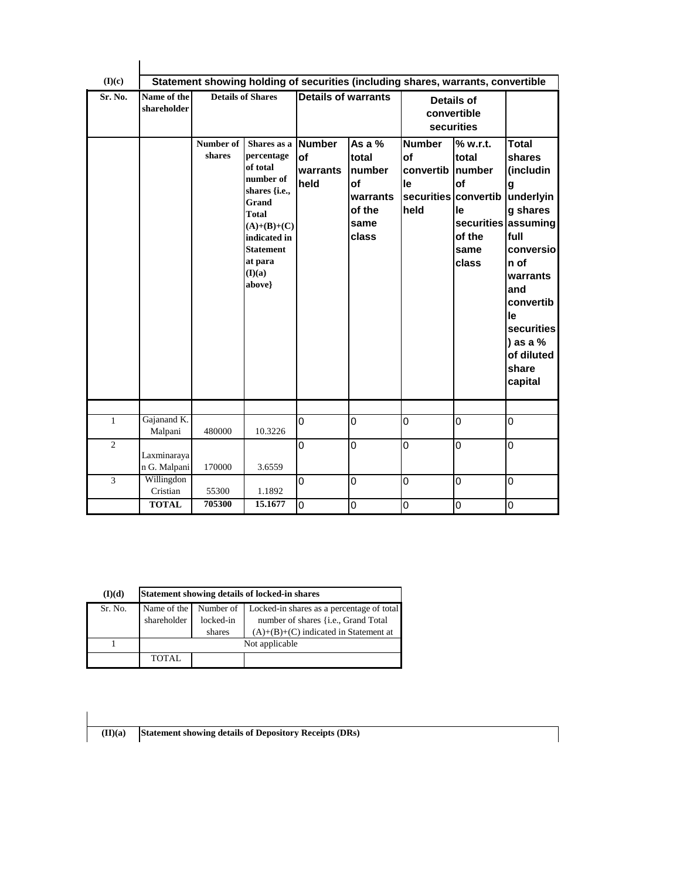(I)(c) Statement showing holding of securities (including shares, warrants, convertible

| Sr. No. | Name of the shareholder | Details of Shares | | Details of warrants | | Details of convertible securities | | |
|---|---|---|---|---|---|---|---|---|
| | | Number of shares | Shares as a percentage of total number of shares {i.e., Grand Total (A)+(B)+(C) indicated in Statement at para (I)(a) above} | Number of warrants held | As a % total number of warrants of the same class | Number of convertible securities held | % w.r.t. total number of convertible securities of the same class | Total shares (including underlying shares assuming full conversion of warrants and convertible securities) as a % of diluted share capital |
| | | | | | | | | |
| 1 | Gajanand K. Malpani | 480000 | 10.3226 | 0 | 0 | 0 | 0 | 0 |
| 2 | Laxminarayan G. Malpani | 170000 | 3.6559 | 0 | 0 | 0 | 0 | 0 |
| 3 | Willingdon Cristian | 55300 | 1.1892 | 0 | 0 | 0 | 0 | 0 |
| | **TOTAL** | **705300** | **15.1677** | 0 | 0 | 0 | 0 | 0 |

(I)(d) Statement showing details of locked-in shares

| Sr. No. | Name of the shareholder | Number of locked-in shares | Locked-in shares as a percentage of total number of shares {i.e., Grand Total (A)+(B)+(C) indicated in Statement at |
|---|---|---|---|
| 1 | Not applicable | | |
| | TOTAL | | |

(II)(a) Statement showing details of Depository Receipts (DRs)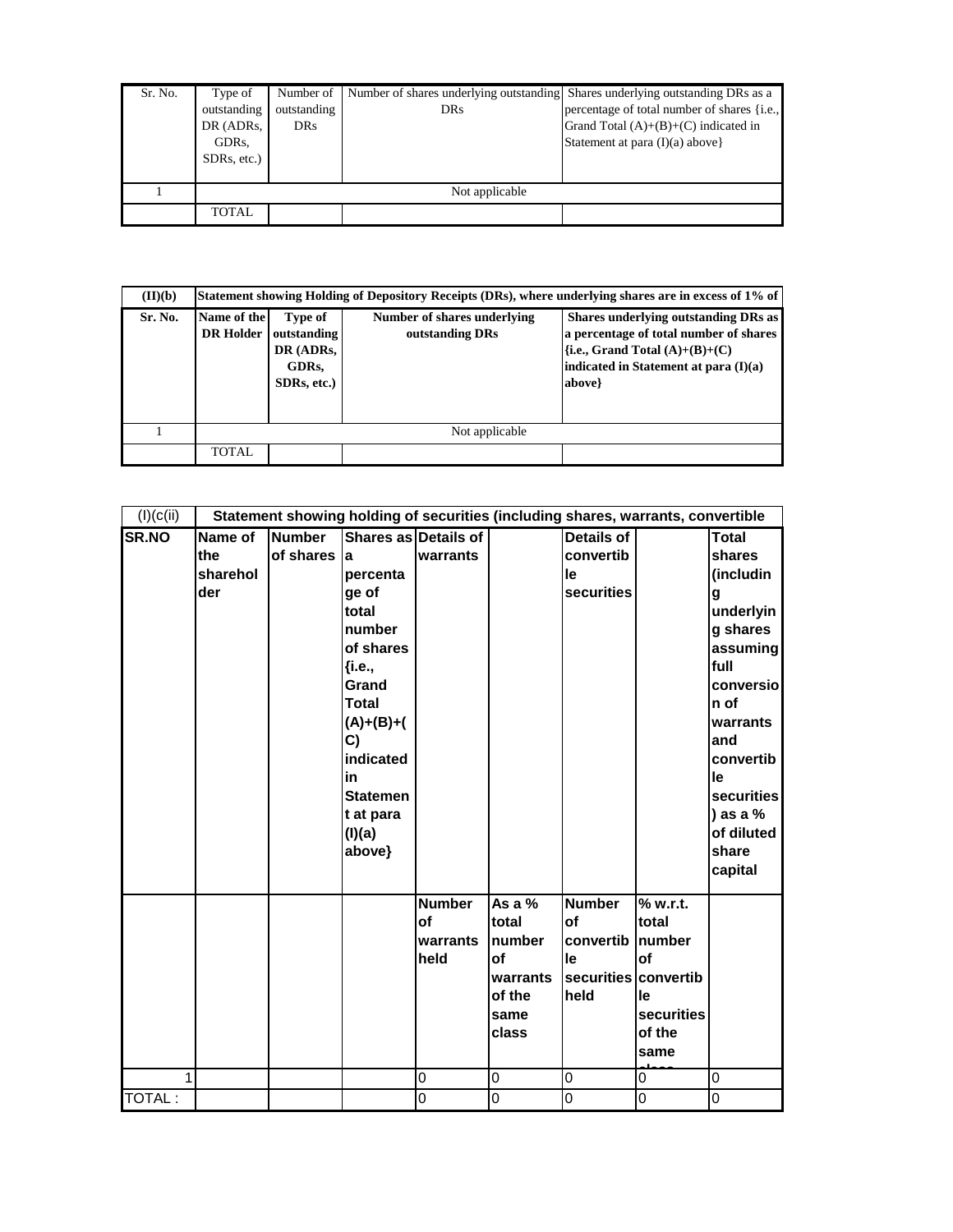| Sr. No. | Type of outstanding DR (ADRs, GDRs, SDRs, etc.) | Number of outstanding DRs | Number of shares underlying outstanding DRs | Shares underlying outstanding DRs as a percentage of total number of shares {i.e., Grand Total (A)+(B)+(C) indicated in Statement at para (I)(a) above} |
|---|---|---|---|---|
| 1 | Not applicable | | | |
| | TOTAL | | | |

| (II)(b) | Statement showing Holding of Depository Receipts (DRs), where underlying shares are in excess of 1% of | | | |
|---|---|---|---|---|
| **Sr. No.** | **Name of the DR Holder** | **Type of outstanding DR (ADRs, GDRs, SDRs, etc.)** | **Number of shares underlying outstanding DRs** | **Shares underlying outstanding DRs as a percentage of total number of shares {i.e., Grand Total (A)+(B)+(C) indicated in Statement at para (I)(a) above}** |
| 1 | Not applicable | | | |
| | TOTAL | | | |

| (I)(c(ii) | Statement showing holding of securities (including shares, warrants, convertible | | | | | | | |
|---|---|---|---|---|---|---|---|---|
| **SR.NO** | **Name of the shareholder** | **Number of shares** | **Shares as a percentage of total number of shares {i.e., Grand Total (A)+(B)+(C) indicated in Statement at para (I)(a) above}** | **Details of warrants** | | **Details of convertible securities** | | **Total shares (including underlying shares assuming full conversion of warrants and convertible securities) as a % of diluted share capital** |
| | | | | **Number of warrants held** | **As a % total number of warrants of the same class** | **Number of convertible securities held** | **% w.r.t. total number of convertible securities of the same class** | |
| 1 | | | | 0 | 0 | 0 | 0 | 0 |
| TOTAL : | | | | 0 | 0 | 0 | 0 | 0 |